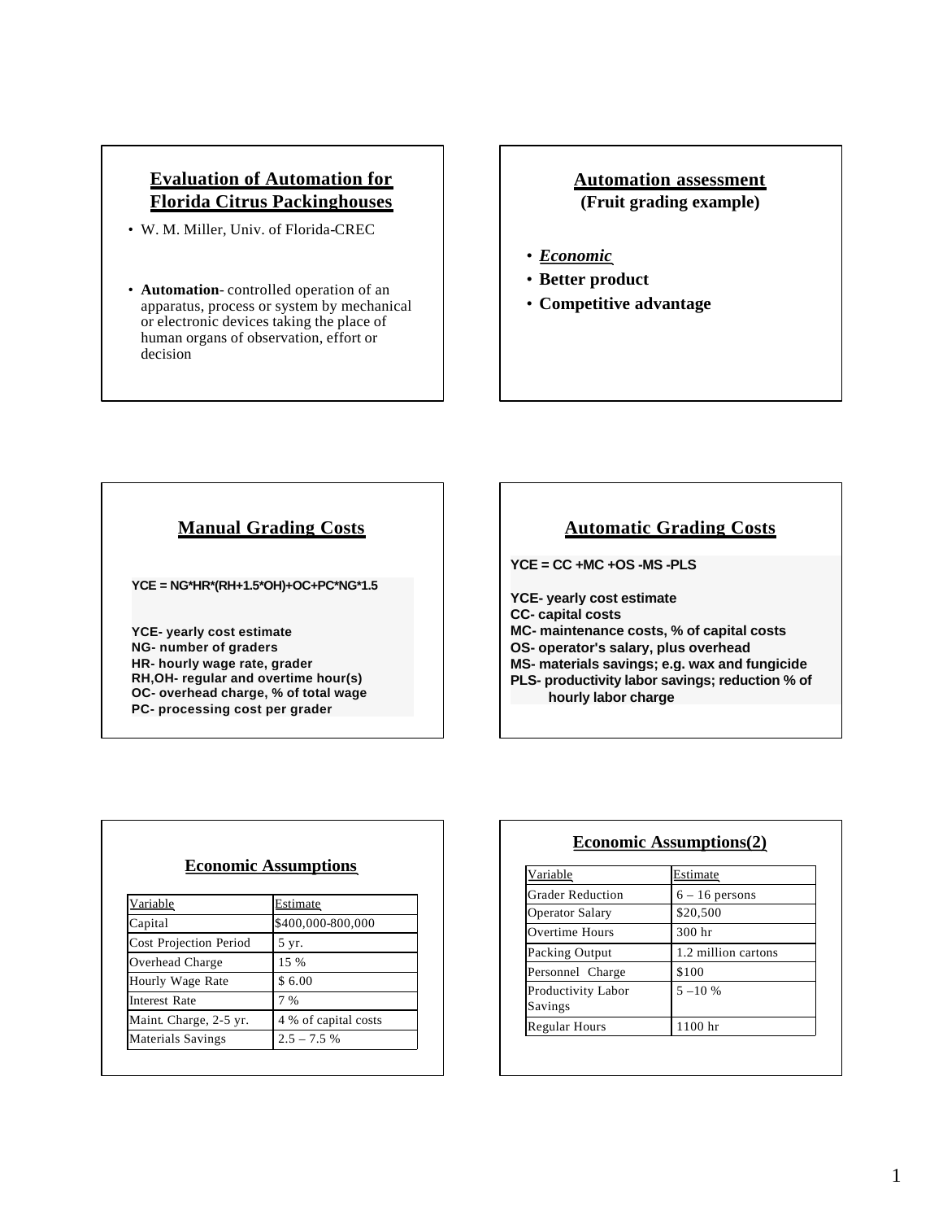## Evaluation of Automation for Florida Citrus Packinghouses

- W. M. Miller, Univ. of Florida-CREC

- **Automation**- controlled operation of an apparatus, process or system by mechanical or electronic devices taking the place of human organs of observation, effort or decision

## Automation assessment

**(Fruit grading example)**

- ***Economic***
- **Better product**
- **Competitive advantage**

## Manual Grading Costs

**YCE = NG*HR*(RH+1.5*OH)+OC+PC*NG*1.5**

**YCE- yearly cost estimate**
**NG- number of graders**
**HR- hourly wage rate, grader**
**RH,OH- regular and overtime hour(s)**
**OC- overhead charge, % of total wage**
**PC- processing cost per grader**

## Automatic Grading Costs

**YCE = CC +MC +OS -MS -PLS**

**YCE- yearly cost estimate**
**CC- capital costs**
**MC- maintenance costs, % of capital costs**
**OS- operator's salary, plus overhead**
**MS- materials savings; e.g. wax and fungicide**
**PLS- productivity labor savings; reduction % of hourly labor charge**

## Economic Assumptions

| Variable | Estimate |
|---|---|
| Capital | $400,000-800,000 |
| Cost Projection Period | 5 yr. |
| Overhead Charge | 15 % |
| Hourly Wage Rate | $ 6.00 |
| Interest Rate | 7 % |
| Maint. Charge, 2-5 yr. | 4 % of capital costs |
| Materials Savings | 2.5 – 7.5 % |

## Economic Assumptions(2)

| Variable | Estimate |
|---|---|
| Grader Reduction | 6 – 16 persons |
| Operator Salary | $20,500 |
| Overtime Hours | 300 hr |
| Packing Output | 1.2 million cartons |
| Personnel Charge | $100 |
| Productivity Labor Savings | 5 –10 % |
| Regular Hours | 1100 hr |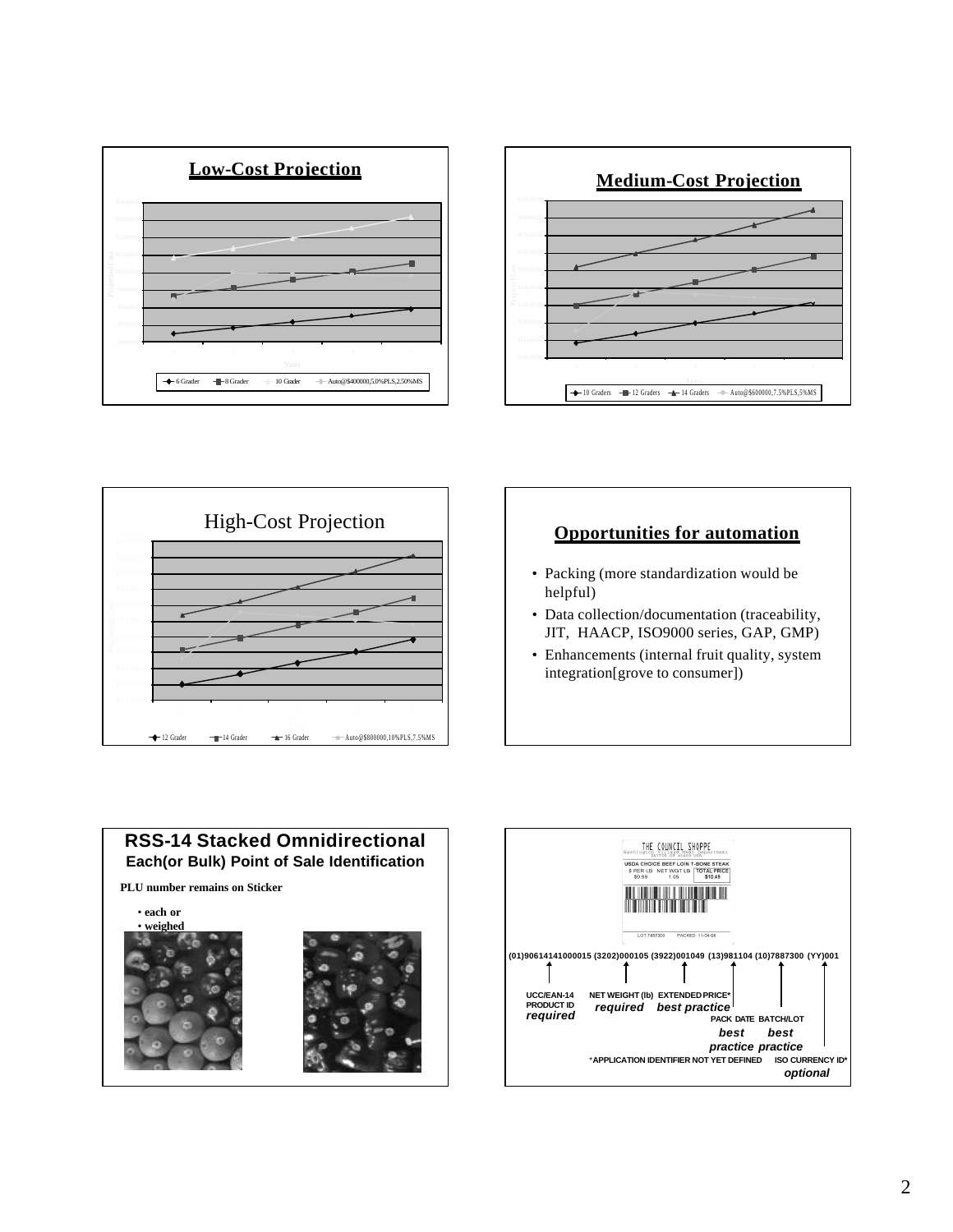## Low-Cost Projection

- 6 Grader
- 8 Grader
- 10 Grader
- Auto@$400000,5.0%PLS,2.50%MS

## Medium-Cost Projection

- 10 Graders
- 12 Graders
- 14 Graders
- Auto@$600000,7.5%PLS,5%MS

## High-Cost Projection

- 12 Grader
- 14 Grader
- 16 Grader
- Auto@$800000,10%PLS,7.5%MS

## Opportunities for automation

- Packing (more standardization would be helpful)
- Data collection/documentation (traceability, JIT, HAACP, ISO9000 series, GAP, GMP)
- Enhancements (internal fruit quality, system integration[grove to consumer])

## RSS-14 Stacked Omnidirectional

### Each(or Bulk) Point of Sale Identification

**PLU number remains on Sticker**

- **each or**
- **weighed**

THE COUNCIL SHOPPE
Washington Village Meat Department
DAYTON OH 45459 USA

USDA CHOICE BEEF LOIN T-BONE STEAK

| $ PER LB | NET WGT LB | TOTAL PRICE |
| --- | --- | --- |
| $0.99 | 1.05 | $10.49 |

LOT:7887300 PACKED: 11-04-98

**(01)90614141000015 (3202)000105 (3922)001049 (13)981104 (10)7887300 (YY)001**

- **UCC/EAN-14 PRODUCT ID** — ***required***
- **NET WEIGHT (lb)** — ***required***
- **EXTENDED PRICE*** — ***best practice***
- **PACK DATE** — ***best practice***
- **BATCH/LOT** — ***best practice***
- **ISO CURRENCY ID*** — ***optional***

**\*APPLICATION IDENTIFIER NOT YET DEFINED**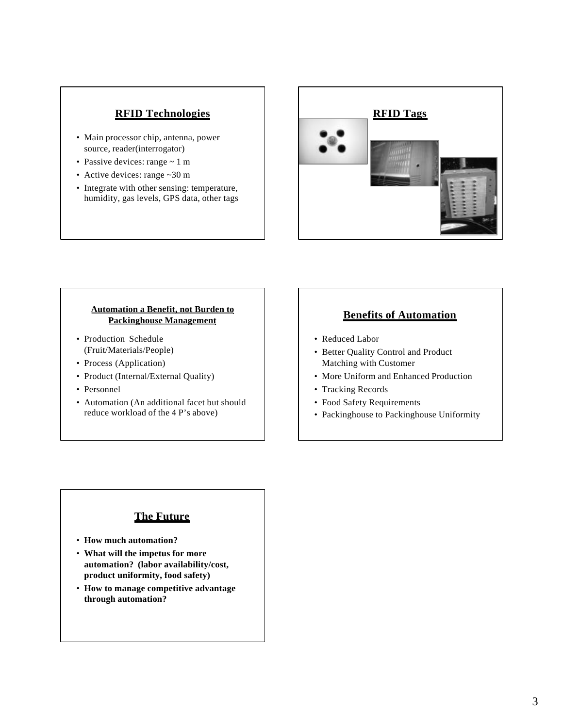## RFID Technologies

- Main processor chip, antenna, power source, reader(interrogator)
- Passive devices: range ~ 1 m
- Active devices: range ~30 m
- Integrate with other sensing: temperature, humidity, gas levels, GPS data, other tags

## RFID Tags

## Automation a Benefit, not Burden to Packinghouse Management

- Production Schedule (Fruit/Materials/People)
- Process (Application)
- Product (Internal/External Quality)
- Personnel
- Automation (An additional facet but should reduce workload of the 4 P's above)

## Benefits of Automation

- Reduced Labor
- Better Quality Control and Product Matching with Customer
- More Uniform and Enhanced Production
- Tracking Records
- Food Safety Requirements
- Packinghouse to Packinghouse Uniformity

## The Future

- **How much automation?**
- **What will the impetus for more automation? (labor availability/cost, product uniformity, food safety)**
- **How to manage competitive advantage through automation?**